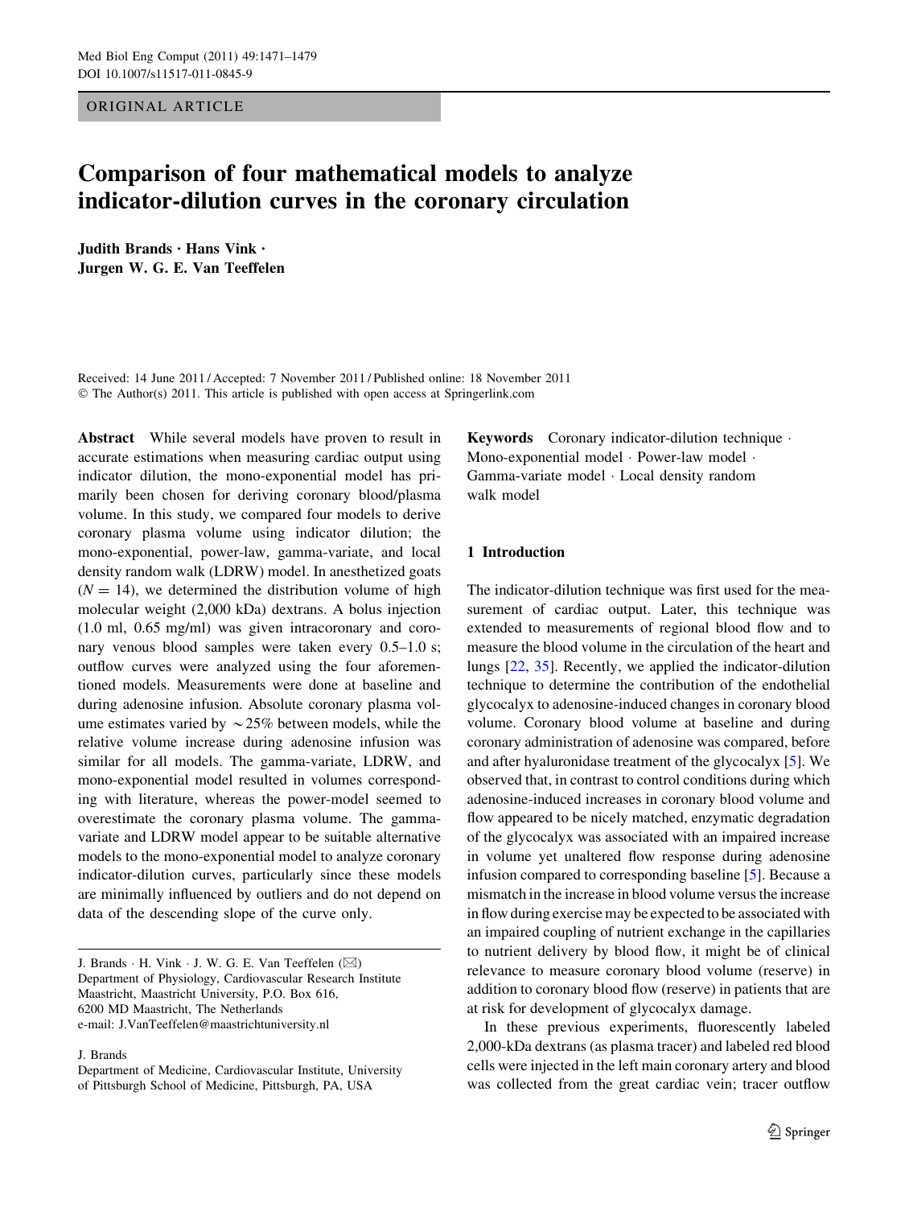ORIGINAL ARTICLE

# Comparison of four mathematical models to analyze indicator-dilution curves in the coronary circulation

**Judith Brands · Hans Vink · Jurgen W. G. E. Van Teeffelen**

Received: 14 June 2011 / Accepted: 7 November 2011 / Published online: 18 November 2011
© The Author(s) 2011. This article is published with open access at Springerlink.com

**Abstract** While several models have proven to result in accurate estimations when measuring cardiac output using indicator dilution, the mono-exponential model has primarily been chosen for deriving coronary blood/plasma volume. In this study, we compared four models to derive coronary plasma volume using indicator dilution; the mono-exponential, power-law, gamma-variate, and local density random walk (LDRW) model. In anesthetized goats ($N = 14$), we determined the distribution volume of high molecular weight (2,000 kDa) dextrans. A bolus injection (1.0 ml, 0.65 mg/ml) was given intracoronary and coronary venous blood samples were taken every 0.5–1.0 s; outflow curves were analyzed using the four aforementioned models. Measurements were done at baseline and during adenosine infusion. Absolute coronary plasma volume estimates varied by ~25% between models, while the relative volume increase during adenosine infusion was similar for all models. The gamma-variate, LDRW, and mono-exponential model resulted in volumes corresponding with literature, whereas the power-model seemed to overestimate the coronary plasma volume. The gamma-variate and LDRW model appear to be suitable alternative models to the mono-exponential model to analyze coronary indicator-dilution curves, particularly since these models are minimally influenced by outliers and do not depend on data of the descending slope of the curve only.

J. Brands · H. Vink · J. W. G. E. Van Teeffelen (✉)
Department of Physiology, Cardiovascular Research Institute Maastricht, Maastricht University, P.O. Box 616, 6200 MD Maastricht, The Netherlands
e-mail: J.VanTeeffelen@maastrichtuniversity.nl

J. Brands
Department of Medicine, Cardiovascular Institute, University of Pittsburgh School of Medicine, Pittsburgh, PA, USA

**Keywords** Coronary indicator-dilution technique · Mono-exponential model · Power-law model · Gamma-variate model · Local density random walk model

## 1 Introduction

The indicator-dilution technique was first used for the measurement of cardiac output. Later, this technique was extended to measurements of regional blood flow and to measure the blood volume in the circulation of the heart and lungs [22, 35]. Recently, we applied the indicator-dilution technique to determine the contribution of the endothelial glycocalyx to adenosine-induced changes in coronary blood volume. Coronary blood volume at baseline and during coronary administration of adenosine was compared, before and after hyaluronidase treatment of the glycocalyx [5]. We observed that, in contrast to control conditions during which adenosine-induced increases in coronary blood volume and flow appeared to be nicely matched, enzymatic degradation of the glycocalyx was associated with an impaired increase in volume yet unaltered flow response during adenosine infusion compared to corresponding baseline [5]. Because a mismatch in the increase in blood volume versus the increase in flow during exercise may be expected to be associated with an impaired coupling of nutrient exchange in the capillaries to nutrient delivery by blood flow, it might be of clinical relevance to measure coronary blood volume (reserve) in addition to coronary blood flow (reserve) in patients that are at risk for development of glycocalyx damage.

In these previous experiments, fluorescently labeled 2,000-kDa dextrans (as plasma tracer) and labeled red blood cells were injected in the left main coronary artery and blood was collected from the great cardiac vein; tracer outflow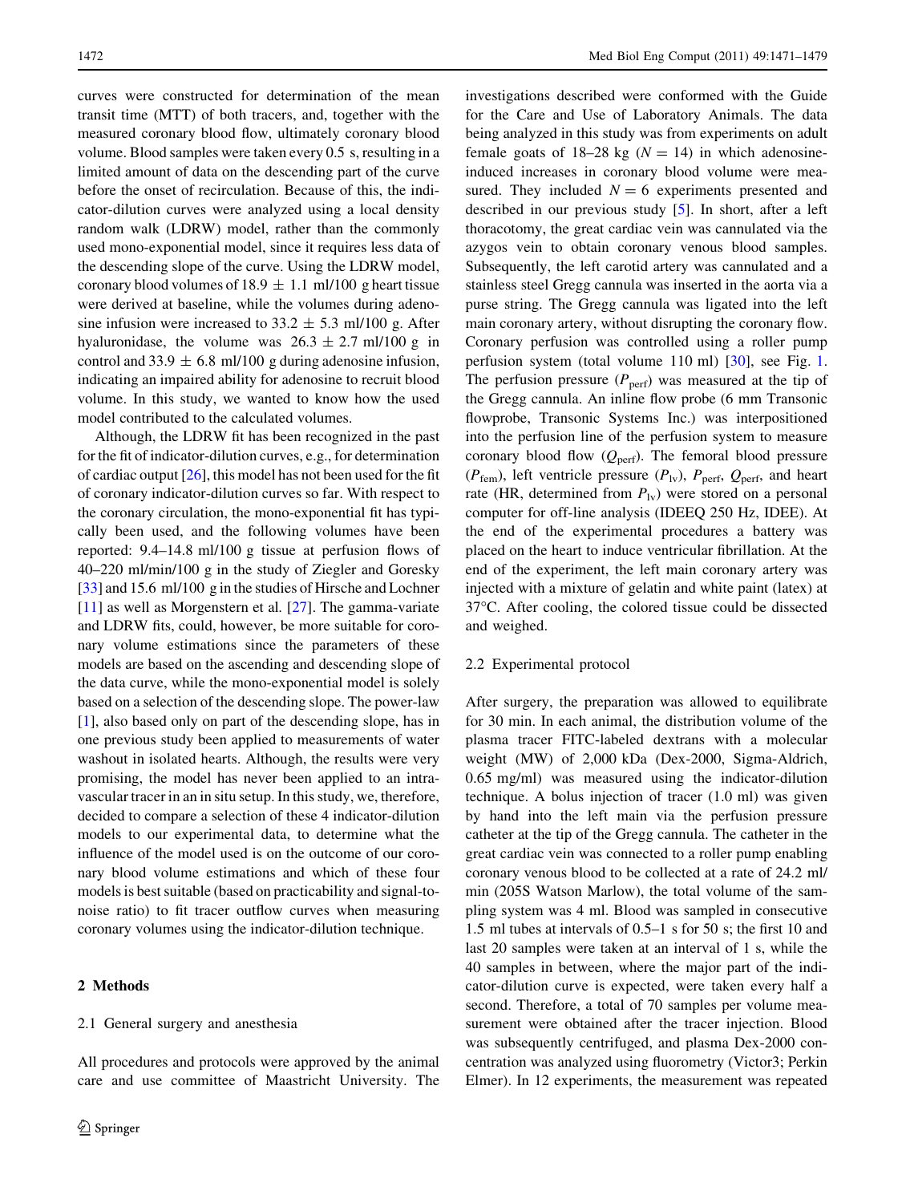curves were constructed for determination of the mean transit time (MTT) of both tracers, and, together with the measured coronary blood flow, ultimately coronary blood volume. Blood samples were taken every 0.5 s, resulting in a limited amount of data on the descending part of the curve before the onset of recirculation. Because of this, the indicator-dilution curves were analyzed using a local density random walk (LDRW) model, rather than the commonly used mono-exponential model, since it requires less data of the descending slope of the curve. Using the LDRW model, coronary blood volumes of 18.9 ± 1.1 ml/100 g heart tissue were derived at baseline, while the volumes during adenosine infusion were increased to 33.2 ± 5.3 ml/100 g. After hyaluronidase, the volume was 26.3 ± 2.7 ml/100 g in control and 33.9 ± 6.8 ml/100 g during adenosine infusion, indicating an impaired ability for adenosine to recruit blood volume. In this study, we wanted to know how the used model contributed to the calculated volumes.

Although, the LDRW fit has been recognized in the past for the fit of indicator-dilution curves, e.g., for determination of cardiac output [26], this model has not been used for the fit of coronary indicator-dilution curves so far. With respect to the coronary circulation, the mono-exponential fit has typically been used, and the following volumes have been reported: 9.4–14.8 ml/100 g tissue at perfusion flows of 40–220 ml/min/100 g in the study of Ziegler and Goresky [33] and 15.6 ml/100 g in the studies of Hirsche and Lochner [11] as well as Morgenstern et al. [27]. The gamma-variate and LDRW fits, could, however, be more suitable for coronary volume estimations since the parameters of these models are based on the ascending and descending slope of the data curve, while the mono-exponential model is solely based on a selection of the descending slope. The power-law [1], also based only on part of the descending slope, has in one previous study been applied to measurements of water washout in isolated hearts. Although, the results were very promising, the model has never been applied to an intravascular tracer in an in situ setup. In this study, we, therefore, decided to compare a selection of these 4 indicator-dilution models to our experimental data, to determine what the influence of the model used is on the outcome of our coronary blood volume estimations and which of these four models is best suitable (based on practicability and signal-to-noise ratio) to fit tracer outflow curves when measuring coronary volumes using the indicator-dilution technique.

## 2 Methods

### 2.1 General surgery and anesthesia

All procedures and protocols were approved by the animal care and use committee of Maastricht University. The investigations described were conformed with the Guide for the Care and Use of Laboratory Animals. The data being analyzed in this study was from experiments on adult female goats of 18–28 kg ($N = 14$) in which adenosine-induced increases in coronary blood volume were measured. They included $N = 6$ experiments presented and described in our previous study [5]. In short, after a left thoracotomy, the great cardiac vein was cannulated via the azygos vein to obtain coronary venous blood samples. Subsequently, the left carotid artery was cannulated and a stainless steel Gregg cannula was inserted in the aorta via a purse string. The Gregg cannula was ligated into the left main coronary artery, without disrupting the coronary flow. Coronary perfusion was controlled using a roller pump perfusion system (total volume 110 ml) [30], see Fig. 1. The perfusion pressure ($P_{perf}$) was measured at the tip of the Gregg cannula. An inline flow probe (6 mm Transonic flowprobe, Transonic Systems Inc.) was interpositioned into the perfusion line of the perfusion system to measure coronary blood flow ($Q_{perf}$). The femoral blood pressure ($P_{fem}$), left ventricle pressure ($P_{lv}$), $P_{perf}$, $Q_{perf}$, and heart rate (HR, determined from $P_{lv}$) were stored on a personal computer for off-line analysis (IDEEQ 250 Hz, IDEE). At the end of the experimental procedures a battery was placed on the heart to induce ventricular fibrillation. At the end of the experiment, the left main coronary artery was injected with a mixture of gelatin and white paint (latex) at 37°C. After cooling, the colored tissue could be dissected and weighed.

### 2.2 Experimental protocol

After surgery, the preparation was allowed to equilibrate for 30 min. In each animal, the distribution volume of the plasma tracer FITC-labeled dextrans with a molecular weight (MW) of 2,000 kDa (Dex-2000, Sigma-Aldrich, 0.65 mg/ml) was measured using the indicator-dilution technique. A bolus injection of tracer (1.0 ml) was given by hand into the left main via the perfusion pressure catheter at the tip of the Gregg cannula. The catheter in the great cardiac vein was connected to a roller pump enabling coronary venous blood to be collected at a rate of 24.2 ml/min (205S Watson Marlow), the total volume of the sampling system was 4 ml. Blood was sampled in consecutive 1.5 ml tubes at intervals of 0.5–1 s for 50 s; the first 10 and last 20 samples were taken at an interval of 1 s, while the 40 samples in between, where the major part of the indicator-dilution curve is expected, were taken every half a second. Therefore, a total of 70 samples per volume measurement were obtained after the tracer injection. Blood was subsequently centrifuged, and plasma Dex-2000 concentration was analyzed using fluorometry (Victor3; Perkin Elmer). In 12 experiments, the measurement was repeated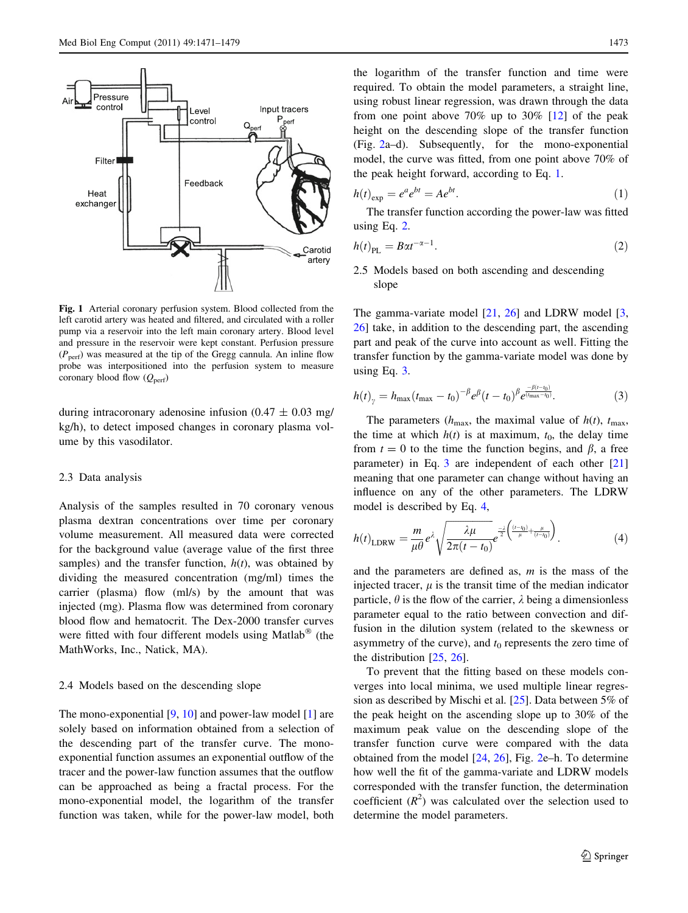Fig. 1 Arterial coronary perfusion system. Blood collected from the left carotid artery was heated and filtered, and circulated with a roller pump via a reservoir into the left main coronary artery. Blood level and pressure in the reservoir were kept constant. Perfusion pressure ($P_{perf}$) was measured at the tip of the Gregg cannula. An inline flow probe was interpositioned into the perfusion system to measure coronary blood flow ($Q_{perf}$)

during intracoronary adenosine infusion (0.47 ± 0.03 mg/kg/h), to detect imposed changes in coronary plasma volume by this vasodilator.

### 2.3 Data analysis

Analysis of the samples resulted in 70 coronary venous plasma dextran concentrations over time per coronary volume measurement. All measured data were corrected for the background value (average value of the first three samples) and the transfer function, *h*(*t*), was obtained by dividing the measured concentration (mg/ml) times the carrier (plasma) flow (ml/s) by the amount that was injected (mg). Plasma flow was determined from coronary blood flow and hematocrit. The Dex-2000 transfer curves were fitted with four different models using Matlab® (the MathWorks, Inc., Natick, MA).

### 2.4 Models based on the descending slope

The mono-exponential [9, 10] and power-law model [1] are solely based on information obtained from a selection of the descending part of the transfer curve. The mono-exponential function assumes an exponential outflow of the tracer and the power-law function assumes that the outflow can be approached as being a fractal process. For the mono-exponential model, the logarithm of the transfer function was taken, while for the power-law model, both the logarithm of the transfer function and time were required. To obtain the model parameters, a straight line, using robust linear regression, was drawn through the data from one point above 70% up to 30% [12] of the peak height on the descending slope of the transfer function (Fig. 2a–d). Subsequently, for the mono-exponential model, the curve was fitted, from one point above 70% of the peak height forward, according to Eq. 1.

$$h(t)_{\exp} = e^{a}e^{bt} = Ae^{bt}. \tag{1}$$

The transfer function according the power-law was fitted using Eq. 2.

$$h(t)_{\mathrm{PL}} = B\alpha t^{-\alpha-1}. \tag{2}$$

### 2.5 Models based on both ascending and descending slope

The gamma-variate model [21, 26] and LDRW model [3, 26] take, in addition to the descending part, the ascending part and peak of the curve into account as well. Fitting the transfer function by the gamma-variate model was done by using Eq. 3.

$$h(t)_{\gamma} = h_{\max}(t_{\max}-t_0)^{-\beta}e^{\beta}(t-t_0)^{\beta}e^{\frac{-\beta(t-t_0)}{(t_{\max}-t_0)}}. \tag{3}$$

The parameters ($h_{max}$, the maximal value of $h(t)$, $t_{max}$, the time at which $h(t)$ is at maximum, $t_0$, the delay time from $t = 0$ to the time the function begins, and $\beta$, a free parameter) in Eq. 3 are independent of each other [21] meaning that one parameter can change without having an influence on any of the other parameters. The LDRW model is described by Eq. 4,

$$h(t)_{\mathrm{LDRW}} = \frac{m}{\mu\theta}e^{\lambda}\sqrt{\frac{\lambda\mu}{2\pi(t-t_0)}}e^{\frac{-\lambda}{2}\left(\frac{(t-t_0)}{\mu}+\frac{\mu}{(t-t_0)}\right)}. \tag{4}$$

and the parameters are defined as, $m$ is the mass of the injected tracer, $\mu$ is the transit time of the median indicator particle, $\theta$ is the flow of the carrier, $\lambda$ being a dimensionless parameter equal to the ratio between convection and diffusion in the dilution system (related to the skewness or asymmetry of the curve), and $t_0$ represents the zero time of the distribution [25, 26].

To prevent that the fitting based on these models converges into local minima, we used multiple linear regression as described by Mischi et al. [25]. Data between 5% of the peak height on the ascending slope up to 30% of the maximum peak value on the descending slope of the transfer function curve were compared with the data obtained from the model [24, 26], Fig. 2e–h. To determine how well the fit of the gamma-variate and LDRW models corresponded with the transfer function, the determination coefficient ($R^2$) was calculated over the selection used to determine the model parameters.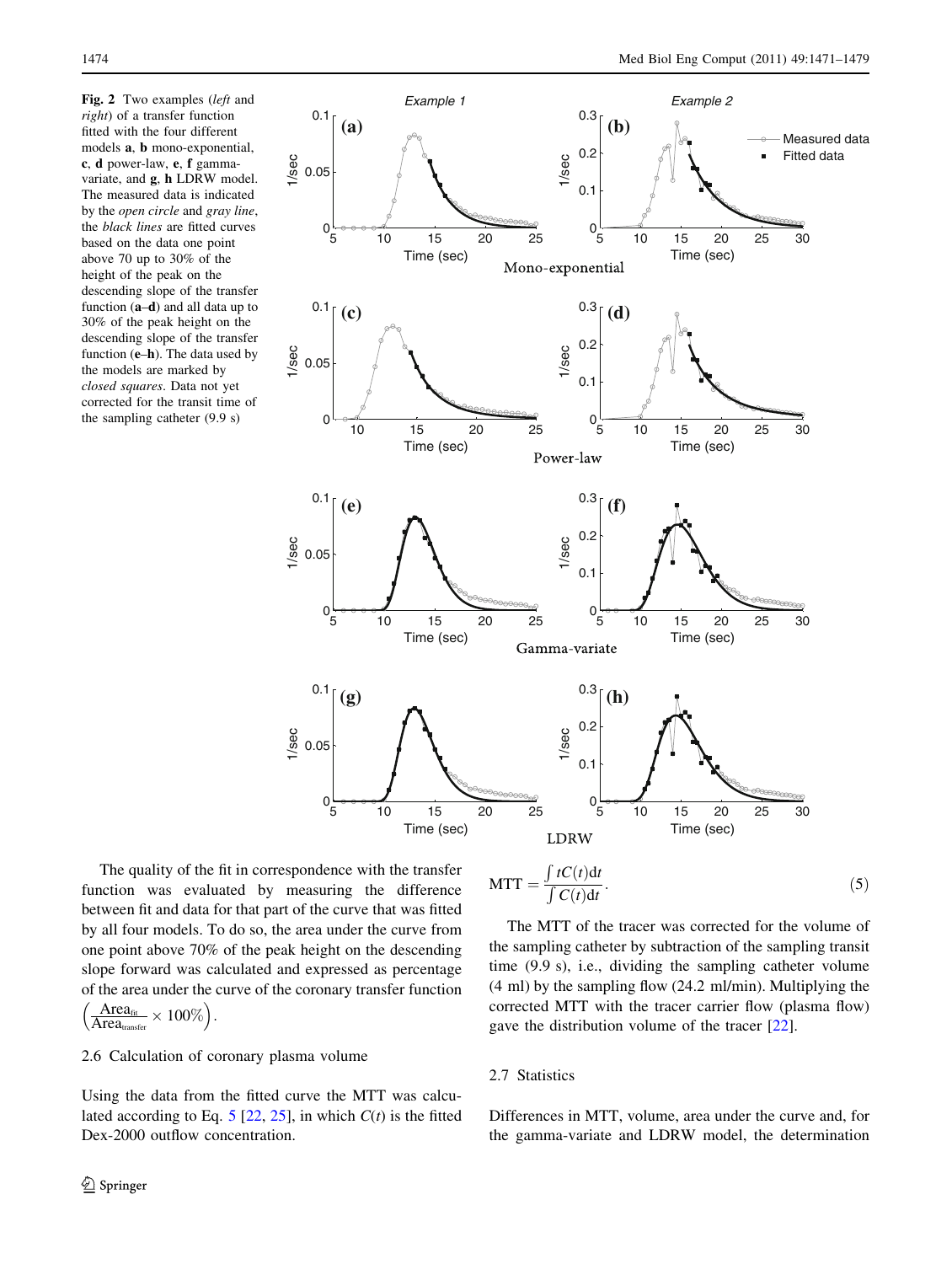**Fig. 2** Two examples (*left* and *right*) of a transfer function fitted with the four different models **a**, **b** mono-exponential, **c**, **d** power-law, **e**, **f** gamma-variate, and **g**, **h** LDRW model. The measured data is indicated by the *open circle* and *gray line*, the *black lines* are fitted curves based on the data one point above 70 up to 30% of the height of the peak on the descending slope of the transfer function (**a–d**) and all data up to 30% of the peak height on the descending slope of the transfer function (**e–h**). The data used by the models are marked by *closed squares*. Data not yet corrected for the transit time of the sampling catheter (9.9 s)

The quality of the fit in correspondence with the transfer function was evaluated by measuring the difference between fit and data for that part of the curve that was fitted by all four models. To do so, the area under the curve from one point above 70% of the peak height on the descending slope forward was calculated and expressed as percentage of the area under the curve of the coronary transfer function $\left(\frac{\text{Area}_{\text{fit}}}{\text{Area}_{\text{transfer}}} \times 100\%\right)$.

### 2.6 Calculation of coronary plasma volume

Using the data from the fitted curve the MTT was calculated according to Eq. 5 [22, 25], in which $C(t)$ is the fitted Dex-2000 outflow concentration.

$$\text{MTT} = \frac{\int tC(t)\text{d}t}{\int C(t)\text{d}t}. \tag{5}$$

The MTT of the tracer was corrected for the volume of the sampling catheter by subtraction of the sampling transit time (9.9 s), i.e., dividing the sampling catheter volume (4 ml) by the sampling flow (24.2 ml/min). Multiplying the corrected MTT with the tracer carrier flow (plasma flow) gave the distribution volume of the tracer [22].

### 2.7 Statistics

Differences in MTT, volume, area under the curve and, for the gamma-variate and LDRW model, the determination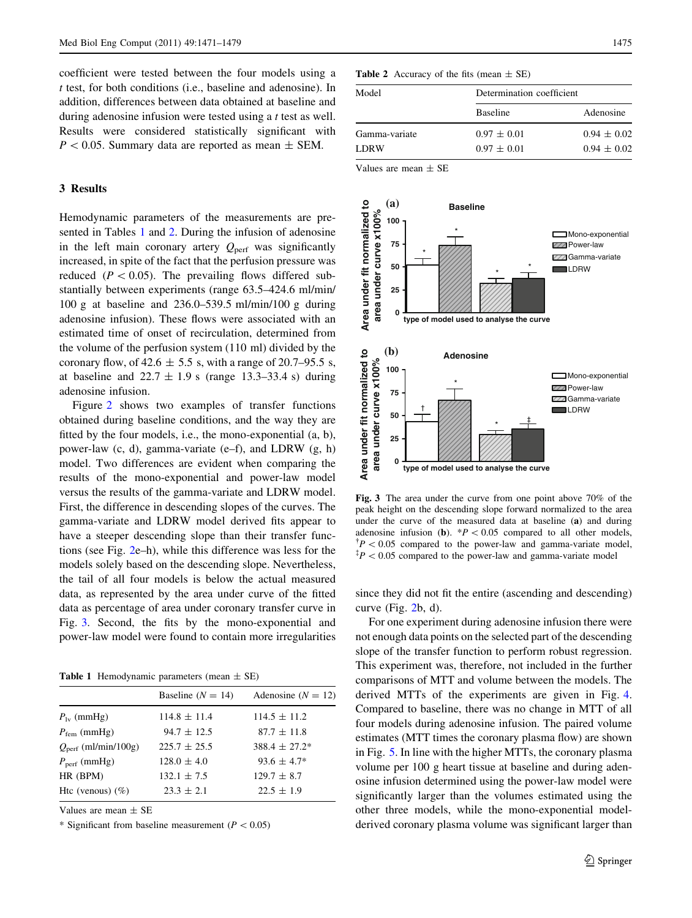coefficient were tested between the four models using a *t* test, for both conditions (i.e., baseline and adenosine). In addition, differences between data obtained at baseline and during adenosine infusion were tested using a *t* test as well. Results were considered statistically significant with $P < 0.05$. Summary data are reported as mean ± SEM.

## 3 Results

Hemodynamic parameters of the measurements are presented in Tables 1 and 2. During the infusion of adenosine in the left main coronary artery $Q_{perf}$ was significantly increased, in spite of the fact that the perfusion pressure was reduced ($P < 0.05$). The prevailing flows differed substantially between experiments (range 63.5–424.6 ml/min/100 g at baseline and 236.0–539.5 ml/min/100 g during adenosine infusion). These flows were associated with an estimated time of onset of recirculation, determined from the volume of the perfusion system (110 ml) divided by the coronary flow, of 42.6 ± 5.5 s, with a range of 20.7–95.5 s, at baseline and 22.7 ± 1.9 s (range 13.3–33.4 s) during adenosine infusion.

Figure 2 shows two examples of transfer functions obtained during baseline conditions, and the way they are fitted by the four models, i.e., the mono-exponential (a, b), power-law (c, d), gamma-variate (e–f), and LDRW (g, h) model. Two differences are evident when comparing the results of the mono-exponential and power-law model versus the results of the gamma-variate and LDRW model. First, the difference in descending slopes of the curves. The gamma-variate and LDRW model derived fits appear to have a steeper descending slope than their transfer functions (see Fig. 2e–h), while this difference was less for the models solely based on the descending slope. Nevertheless, the tail of all four models is below the actual measured data, as represented by the area under curve of the fitted data as percentage of area under coronary transfer curve in Fig. 3. Second, the fits by the mono-exponential and power-law model were found to contain more irregularities since they did not fit the entire (ascending and descending) curve (Fig. 2b, d).

**Table 1** Hemodynamic parameters (mean ± SE)

| | Baseline ($N = 14$) | Adenosine ($N = 12$) |
|---|---|---|
| $P_{lv}$ (mmHg) | 114.8 ± 11.4 | 114.5 ± 11.2 |
| $P_{fem}$ (mmHg) | 94.7 ± 12.5 | 87.7 ± 11.8 |
| $Q_{perf}$ (ml/min/100g) | 225.7 ± 25.5 | 388.4 ± 27.2* |
| $P_{perf}$ (mmHg) | 128.0 ± 4.0 | 93.6 ± 4.7* |
| HR (BPM) | 132.1 ± 7.5 | 129.7 ± 8.7 |
| Htc (venous) (%) | 23.3 ± 2.1 | 22.5 ± 1.9 |

Values are mean ± SE

* Significant from baseline measurement ($P < 0.05$)

**Table 2** Accuracy of the fits (mean ± SE)

| Model | Determination coefficient | |
|---|---|---|
| | Baseline | Adenosine |
| Gamma-variate | 0.97 ± 0.01 | 0.94 ± 0.02 |
| LDRW | 0.97 ± 0.01 | 0.94 ± 0.02 |

Values are mean ± SE

**Fig. 3** The area under the curve from one point above 70% of the peak height on the descending slope forward normalized to the area under the curve of the measured data at baseline (**a**) and during adenosine infusion (**b**). *$P < 0.05$ compared to all other models, †$P < 0.05$ compared to the power-law and gamma-variate model, ‡$P < 0.05$ compared to the power-law and gamma-variate model

For one experiment during adenosine infusion there were not enough data points on the selected part of the descending slope of the transfer function to perform robust regression. This experiment was, therefore, not included in the further comparisons of MTT and volume between the models. The derived MTTs of the experiments are given in Fig. 4. Compared to baseline, there was no change in MTT of all four models during adenosine infusion. The paired volume estimates (MTT times the coronary plasma flow) are shown in Fig. 5. In line with the higher MTTs, the coronary plasma volume per 100 g heart tissue at baseline and during adenosine infusion determined using the power-law model were significantly larger than the volumes estimated using the other three models, while the mono-exponential model-derived coronary plasma volume was significant larger than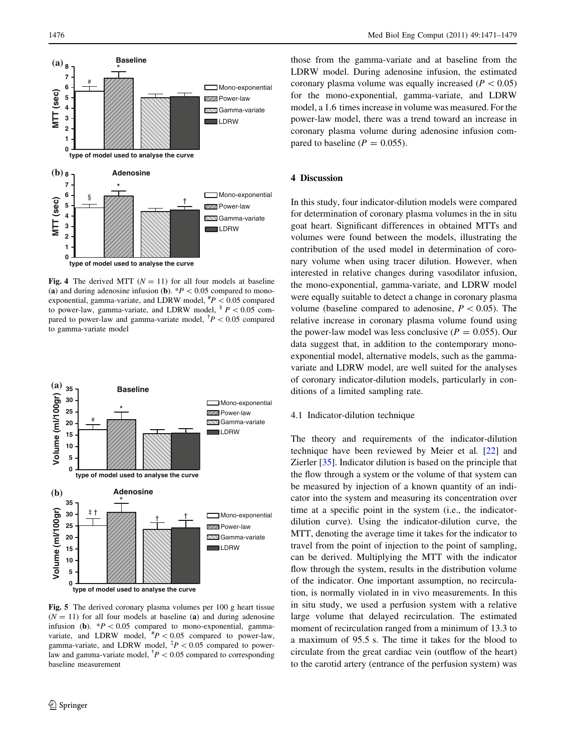Fig. 4 The derived MTT ($N = 11$) for all four models at baseline (**a**) and during adenosine infusion (**b**). $^{*}P < 0.05$ compared to mono-exponential, gamma-variate, and LDRW model, $^{\#}P < 0.05$ compared to power-law, gamma-variate, and LDRW model, $^{\S}$ $P < 0.05$ compared to power-law and gamma-variate model, $^{\dagger}P < 0.05$ compared to gamma-variate model

Fig. 5 The derived coronary plasma volumes per 100 g heart tissue ($N = 11$) for all four models at baseline (**a**) and during adenosine infusion (**b**). $^{*}P < 0.05$ compared to mono-exponential, gamma-variate, and LDRW model, $^{\#}P < 0.05$ compared to power-law, gamma-variate, and LDRW model, $^{\ddagger}P < 0.05$ compared to power-law and gamma-variate model, $^{\dagger}P < 0.05$ compared to corresponding baseline measurement

those from the gamma-variate and at baseline from the LDRW model. During adenosine infusion, the estimated coronary plasma volume was equally increased ($P < 0.05$) for the mono-exponential, gamma-variate, and LDRW model, a 1.6 times increase in volume was measured. For the power-law model, there was a trend toward an increase in coronary plasma volume during adenosine infusion compared to baseline ($P = 0.055$).

## 4 Discussion

In this study, four indicator-dilution models were compared for determination of coronary plasma volumes in the in situ goat heart. Significant differences in obtained MTTs and volumes were found between the models, illustrating the contribution of the used model in determination of coronary volume when using tracer dilution. However, when interested in relative changes during vasodilator infusion, the mono-exponential, gamma-variate, and LDRW model were equally suitable to detect a change in coronary plasma volume (baseline compared to adenosine, $P < 0.05$). The relative increase in coronary plasma volume found using the power-law model was less conclusive ($P = 0.055$). Our data suggest that, in addition to the contemporary mono-exponential model, alternative models, such as the gamma-variate and LDRW model, are well suited for the analyses of coronary indicator-dilution models, particularly in conditions of a limited sampling rate.

### 4.1 Indicator-dilution technique

The theory and requirements of the indicator-dilution technique have been reviewed by Meier et al. [22] and Zierler [35]. Indicator dilution is based on the principle that the flow through a system or the volume of that system can be measured by injection of a known quantity of an indicator into the system and measuring its concentration over time at a specific point in the system (i.e., the indicator-dilution curve). Using the indicator-dilution curve, the MTT, denoting the average time it takes for the indicator to travel from the point of injection to the point of sampling, can be derived. Multiplying the MTT with the indicator flow through the system, results in the distribution volume of the indicator. One important assumption, no recirculation, is normally violated in in vivo measurements. In this in situ study, we used a perfusion system with a relative large volume that delayed recirculation. The estimated moment of recirculation ranged from a minimum of 13.3 to a maximum of 95.5 s. The time it takes for the blood to circulate from the great cardiac vein (outflow of the heart) to the carotid artery (entrance of the perfusion system) was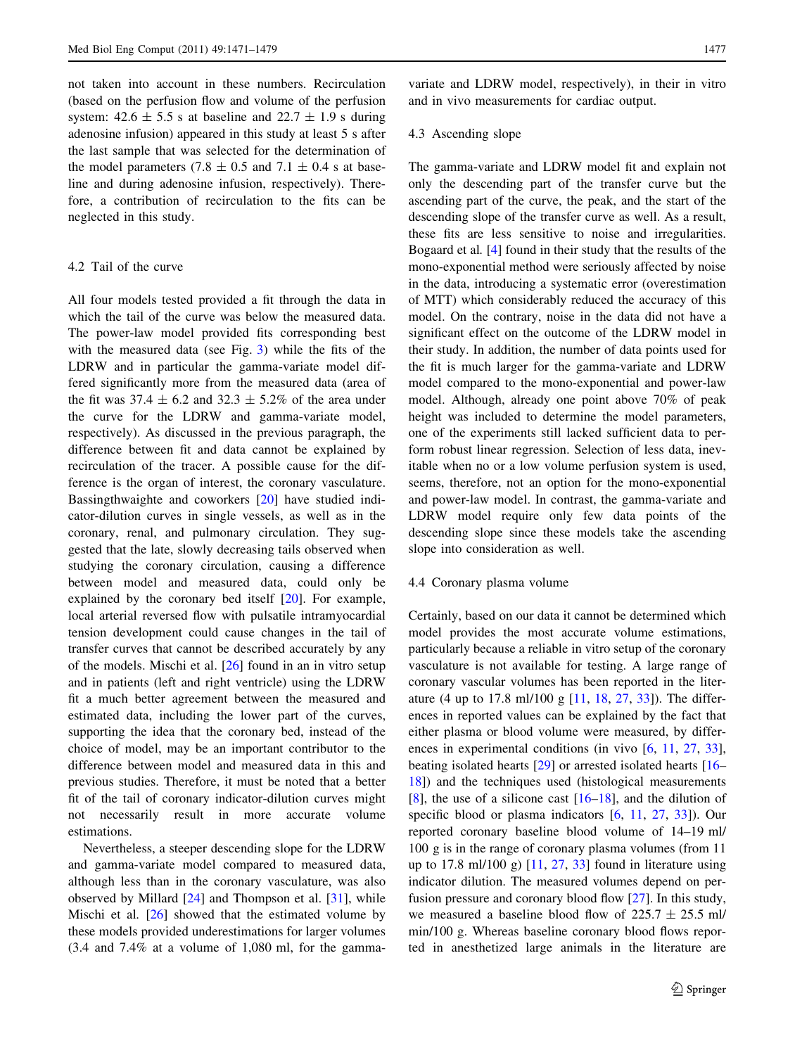not taken into account in these numbers. Recirculation (based on the perfusion flow and volume of the perfusion system: $42.6 \pm 5.5$ s at baseline and $22.7 \pm 1.9$ s during adenosine infusion) appeared in this study at least 5 s after the last sample that was selected for the determination of the model parameters ($7.8 \pm 0.5$ and $7.1 \pm 0.4$ s at baseline and during adenosine infusion, respectively). Therefore, a contribution of recirculation to the fits can be neglected in this study.

## 4.2 Tail of the curve

All four models tested provided a fit through the data in which the tail of the curve was below the measured data. The power-law model provided fits corresponding best with the measured data (see Fig. 3) while the fits of the LDRW and in particular the gamma-variate model differed significantly more from the measured data (area of the fit was $37.4 \pm 6.2$ and $32.3 \pm 5.2$% of the area under the curve for the LDRW and gamma-variate model, respectively). As discussed in the previous paragraph, the difference between fit and data cannot be explained by recirculation of the tracer. A possible cause for the difference is the organ of interest, the coronary vasculature. Bassingthwaighte and coworkers [20] have studied indicator-dilution curves in single vessels, as well as in the coronary, renal, and pulmonary circulation. They suggested that the late, slowly decreasing tails observed when studying the coronary circulation, causing a difference between model and measured data, could only be explained by the coronary bed itself [20]. For example, local arterial reversed flow with pulsatile intramyocardial tension development could cause changes in the tail of transfer curves that cannot be described accurately by any of the models. Mischi et al. [26] found in an in vitro setup and in patients (left and right ventricle) using the LDRW fit a much better agreement between the measured and estimated data, including the lower part of the curves, supporting the idea that the coronary bed, instead of the choice of model, may be an important contributor to the difference between model and measured data in this and previous studies. Therefore, it must be noted that a better fit of the tail of coronary indicator-dilution curves might not necessarily result in more accurate volume estimations.

Nevertheless, a steeper descending slope for the LDRW and gamma-variate model compared to measured data, although less than in the coronary vasculature, was also observed by Millard [24] and Thompson et al. [31], while Mischi et al. [26] showed that the estimated volume by these models provided underestimations for larger volumes (3.4 and 7.4% at a volume of 1,080 ml, for the gamma-variate and LDRW model, respectively), in their in vitro and in vivo measurements for cardiac output.

## 4.3 Ascending slope

The gamma-variate and LDRW model fit and explain not only the descending part of the transfer curve but the ascending part of the curve, the peak, and the start of the descending slope of the transfer curve as well. As a result, these fits are less sensitive to noise and irregularities. Bogaard et al. [4] found in their study that the results of the mono-exponential method were seriously affected by noise in the data, introducing a systematic error (overestimation of MTT) which considerably reduced the accuracy of this model. On the contrary, noise in the data did not have a significant effect on the outcome of the LDRW model in their study. In addition, the number of data points used for the fit is much larger for the gamma-variate and LDRW model compared to the mono-exponential and power-law model. Although, already one point above 70% of peak height was included to determine the model parameters, one of the experiments still lacked sufficient data to perform robust linear regression. Selection of less data, inevitable when no or a low volume perfusion system is used, seems, therefore, not an option for the mono-exponential and power-law model. In contrast, the gamma-variate and LDRW model require only few data points of the descending slope since these models take the ascending slope into consideration as well.

## 4.4 Coronary plasma volume

Certainly, based on our data it cannot be determined which model provides the most accurate volume estimations, particularly because a reliable in vitro setup of the coronary vasculature is not available for testing. A large range of coronary vascular volumes has been reported in the literature (4 up to 17.8 ml/100 g [11, 18, 27, 33]). The differences in reported values can be explained by the fact that either plasma or blood volume were measured, by differences in experimental conditions (in vivo [6, 11, 27, 33], beating isolated hearts [29] or arrested isolated hearts [16–18]) and the techniques used (histological measurements [8], the use of a silicone cast [16–18], and the dilution of specific blood or plasma indicators [6, 11, 27, 33]). Our reported coronary baseline blood volume of 14–19 ml/100 g is in the range of coronary plasma volumes (from 11 up to 17.8 ml/100 g) [11, 27, 33] found in literature using indicator dilution. The measured volumes depend on perfusion pressure and coronary blood flow [27]. In this study, we measured a baseline blood flow of $225.7 \pm 25.5$ ml/min/100 g. Whereas baseline coronary blood flows reported in anesthetized large animals in the literature are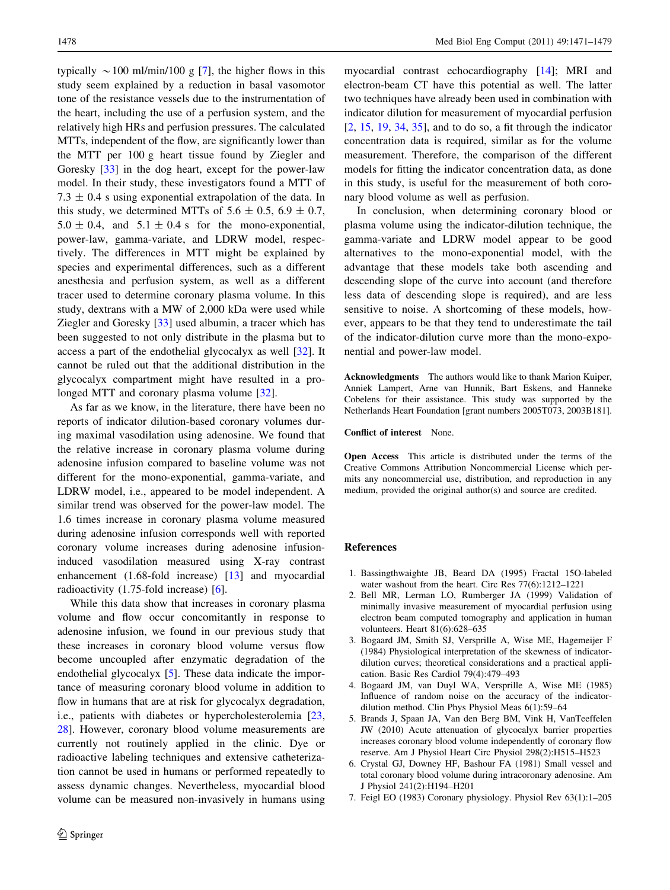typically ~100 ml/min/100 g [7], the higher flows in this study seem explained by a reduction in basal vasomotor tone of the resistance vessels due to the instrumentation of the heart, including the use of a perfusion system, and the relatively high HRs and perfusion pressures. The calculated MTTs, independent of the flow, are significantly lower than the MTT per 100 g heart tissue found by Ziegler and Goresky [33] in the dog heart, except for the power-law model. In their study, these investigators found a MTT of 7.3 ± 0.4 s using exponential extrapolation of the data. In this study, we determined MTTs of 5.6 ± 0.5, 6.9 ± 0.7, 5.0 ± 0.4, and 5.1 ± 0.4 s for the mono-exponential, power-law, gamma-variate, and LDRW model, respectively. The differences in MTT might be explained by species and experimental differences, such as a different anesthesia and perfusion system, as well as a different tracer used to determine coronary plasma volume. In this study, dextrans with a MW of 2,000 kDa were used while Ziegler and Goresky [33] used albumin, a tracer which has been suggested to not only distribute in the plasma but to access a part of the endothelial glycocalyx as well [32]. It cannot be ruled out that the additional distribution in the glycocalyx compartment might have resulted in a prolonged MTT and coronary plasma volume [32].

As far as we know, in the literature, there have been no reports of indicator dilution-based coronary volumes during maximal vasodilation using adenosine. We found that the relative increase in coronary plasma volume during adenosine infusion compared to baseline volume was not different for the mono-exponential, gamma-variate, and LDRW model, i.e., appeared to be model independent. A similar trend was observed for the power-law model. The 1.6 times increase in coronary plasma volume measured during adenosine infusion corresponds well with reported coronary volume increases during adenosine infusion-induced vasodilation measured using X-ray contrast enhancement (1.68-fold increase) [13] and myocardial radioactivity (1.75-fold increase) [6].

While this data show that increases in coronary plasma volume and flow occur concomitantly in response to adenosine infusion, we found in our previous study that these increases in coronary blood volume versus flow become uncoupled after enzymatic degradation of the endothelial glycocalyx [5]. These data indicate the importance of measuring coronary blood volume in addition to flow in humans that are at risk for glycocalyx degradation, i.e., patients with diabetes or hypercholesterolemia [23, 28]. However, coronary blood volume measurements are currently not routinely applied in the clinic. Dye or radioactive labeling techniques and extensive catheterization cannot be used in humans or performed repeatedly to assess dynamic changes. Nevertheless, myocardial blood volume can be measured non-invasively in humans using myocardial contrast echocardiography [14]; MRI and electron-beam CT have this potential as well. The latter two techniques have already been used in combination with indicator dilution for measurement of myocardial perfusion [2, 15, 19, 34, 35], and to do so, a fit through the indicator concentration data is required, similar as for the volume measurement. Therefore, the comparison of the different models for fitting the indicator concentration data, as done in this study, is useful for the measurement of both coronary blood volume as well as perfusion.

In conclusion, when determining coronary blood or plasma volume using the indicator-dilution technique, the gamma-variate and LDRW model appear to be good alternatives to the mono-exponential model, with the advantage that these models take both ascending and descending slope of the curve into account (and therefore less data of descending slope is required), and are less sensitive to noise. A shortcoming of these models, however, appears to be that they tend to underestimate the tail of the indicator-dilution curve more than the mono-exponential and power-law model.

**Acknowledgments** The authors would like to thank Marion Kuiper, Anniek Lampert, Arne van Hunnik, Bart Eskens, and Hanneke Cobelens for their assistance. This study was supported by the Netherlands Heart Foundation [grant numbers 2005T073, 2003B181].

**Conflict of interest** None.

**Open Access** This article is distributed under the terms of the Creative Commons Attribution Noncommercial License which permits any noncommercial use, distribution, and reproduction in any medium, provided the original author(s) and source are credited.

## References

1. Bassingthwaighte JB, Beard DA (1995) Fractal 15O-labeled water washout from the heart. Circ Res 77(6):1212–1221
2. Bell MR, Lerman LO, Rumberger JA (1999) Validation of minimally invasive measurement of myocardial perfusion using electron beam computed tomography and application in human volunteers. Heart 81(6):628–635
3. Bogaard JM, Smith SJ, Versprille A, Wise ME, Hagemeijer F (1984) Physiological interpretation of the skewness of indicator-dilution curves; theoretical considerations and a practical application. Basic Res Cardiol 79(4):479–493
4. Bogaard JM, van Duyl WA, Versprille A, Wise ME (1985) Influence of random noise on the accuracy of the indicator-dilution method. Clin Phys Physiol Meas 6(1):59–64
5. Brands J, Spaan JA, Van den Berg BM, Vink H, VanTeeffelen JW (2010) Acute attenuation of glycocalyx barrier properties increases coronary blood volume independently of coronary flow reserve. Am J Physiol Heart Circ Physiol 298(2):H515–H523
6. Crystal GJ, Downey HF, Bashour FA (1981) Small vessel and total coronary blood volume during intracoronary adenosine. Am J Physiol 241(2):H194–H201
7. Feigl EO (1983) Coronary physiology. Physiol Rev 63(1):1–205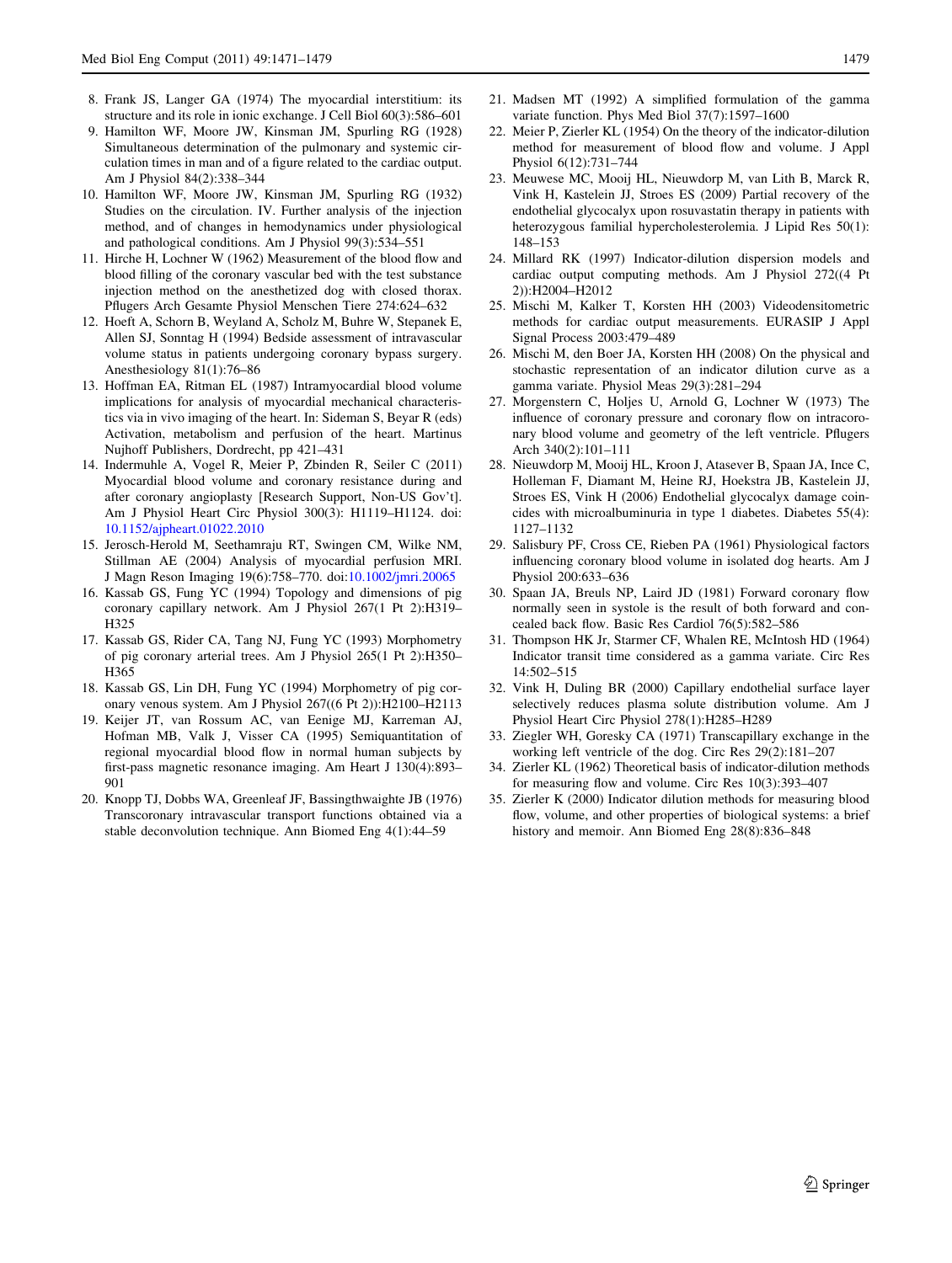8. Frank JS, Langer GA (1974) The myocardial interstitium: its structure and its role in ionic exchange. J Cell Biol 60(3):586–601
9. Hamilton WF, Moore JW, Kinsman JM, Spurling RG (1928) Simultaneous determination of the pulmonary and systemic circulation times in man and of a figure related to the cardiac output. Am J Physiol 84(2):338–344
10. Hamilton WF, Moore JW, Kinsman JM, Spurling RG (1932) Studies on the circulation. IV. Further analysis of the injection method, and of changes in hemodynamics under physiological and pathological conditions. Am J Physiol 99(3):534–551
11. Hirche H, Lochner W (1962) Measurement of the blood flow and blood filling of the coronary vascular bed with the test substance injection method on the anesthetized dog with closed thorax. Pflugers Arch Gesamte Physiol Menschen Tiere 274:624–632
12. Hoeft A, Schorn B, Weyland A, Scholz M, Buhre W, Stepanek E, Allen SJ, Sonntag H (1994) Bedside assessment of intravascular volume status in patients undergoing coronary bypass surgery. Anesthesiology 81(1):76–86
13. Hoffman EA, Ritman EL (1987) Intramyocardial blood volume implications for analysis of myocardial mechanical characteristics via in vivo imaging of the heart. In: Sideman S, Beyar R (eds) Activation, metabolism and perfusion of the heart. Martinus Nujhoff Publishers, Dordrecht, pp 421–431
14. Indermuhle A, Vogel R, Meier P, Zbinden R, Seiler C (2011) Myocardial blood volume and coronary resistance during and after coronary angioplasty [Research Support, Non-US Gov't]. Am J Physiol Heart Circ Physiol 300(3): H1119–H1124. doi:10.1152/ajpheart.01022.2010
15. Jerosch-Herold M, Seethamraju RT, Swingen CM, Wilke NM, Stillman AE (2004) Analysis of myocardial perfusion MRI. J Magn Reson Imaging 19(6):758–770. doi:10.1002/jmri.20065
16. Kassab GS, Fung YC (1994) Topology and dimensions of pig coronary capillary network. Am J Physiol 267(1 Pt 2):H319–H325
17. Kassab GS, Rider CA, Tang NJ, Fung YC (1993) Morphometry of pig coronary arterial trees. Am J Physiol 265(1 Pt 2):H350–H365
18. Kassab GS, Lin DH, Fung YC (1994) Morphometry of pig coronary venous system. Am J Physiol 267((6 Pt 2)):H2100–H2113
19. Keijer JT, van Rossum AC, van Eenige MJ, Karreman AJ, Hofman MB, Valk J, Visser CA (1995) Semiquantitation of regional myocardial blood flow in normal human subjects by first-pass magnetic resonance imaging. Am Heart J 130(4):893–901
20. Knopp TJ, Dobbs WA, Greenleaf JF, Bassingthwaighte JB (1976) Transcoronary intravascular transport functions obtained via a stable deconvolution technique. Ann Biomed Eng 4(1):44–59
21. Madsen MT (1992) A simplified formulation of the gamma variate function. Phys Med Biol 37(7):1597–1600
22. Meier P, Zierler KL (1954) On the theory of the indicator-dilution method for measurement of blood flow and volume. J Appl Physiol 6(12):731–744
23. Meuwese MC, Mooij HL, Nieuwdorp M, van Lith B, Marck R, Vink H, Kastelein JJ, Stroes ES (2009) Partial recovery of the endothelial glycocalyx upon rosuvastatin therapy in patients with heterozygous familial hypercholesterolemia. J Lipid Res 50(1): 148–153
24. Millard RK (1997) Indicator-dilution dispersion models and cardiac output computing methods. Am J Physiol 272((4 Pt 2)):H2004–H2012
25. Mischi M, Kalker T, Korsten HH (2003) Videodensitometric methods for cardiac output measurements. EURASIP J Appl Signal Process 2003:479–489
26. Mischi M, den Boer JA, Korsten HH (2008) On the physical and stochastic representation of an indicator dilution curve as a gamma variate. Physiol Meas 29(3):281–294
27. Morgenstern C, Holjes U, Arnold G, Lochner W (1973) The influence of coronary pressure and coronary flow on intracoronary blood volume and geometry of the left ventricle. Pflugers Arch 340(2):101–111
28. Nieuwdorp M, Mooij HL, Kroon J, Atasever B, Spaan JA, Ince C, Holleman F, Diamant M, Heine RJ, Hoekstra JB, Kastelein JJ, Stroes ES, Vink H (2006) Endothelial glycocalyx damage coincides with microalbuminuria in type 1 diabetes. Diabetes 55(4): 1127–1132
29. Salisbury PF, Cross CE, Rieben PA (1961) Physiological factors influencing coronary blood volume in isolated dog hearts. Am J Physiol 200:633–636
30. Spaan JA, Breuls NP, Laird JD (1981) Forward coronary flow normally seen in systole is the result of both forward and concealed back flow. Basic Res Cardiol 76(5):582–586
31. Thompson HK Jr, Starmer CF, Whalen RE, McIntosh HD (1964) Indicator transit time considered as a gamma variate. Circ Res 14:502–515
32. Vink H, Duling BR (2000) Capillary endothelial surface layer selectively reduces plasma solute distribution volume. Am J Physiol Heart Circ Physiol 278(1):H285–H289
33. Ziegler WH, Goresky CA (1971) Transcapillary exchange in the working left ventricle of the dog. Circ Res 29(2):181–207
34. Zierler KL (1962) Theoretical basis of indicator-dilution methods for measuring flow and volume. Circ Res 10(3):393–407
35. Zierler K (2000) Indicator dilution methods for measuring blood flow, volume, and other properties of biological systems: a brief history and memoir. Ann Biomed Eng 28(8):836–848